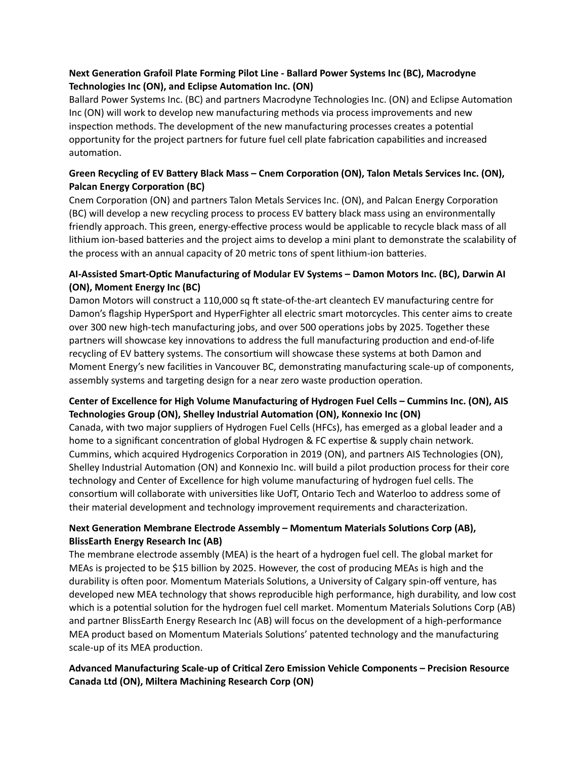**Next Generation Grafoil Plate Forming Pilot Line - Ballard Power Systems Inc (BC), Macrodyne Technologies Inc (ON), and Eclipse Automation Inc. (ON)**

Ballard Power Systems Inc. (BC) and partners Macrodyne Technologies Inc. (ON) and Eclipse Automation Inc (ON) will work to develop new manufacturing methods via process improvements and new inspection methods. The development of the new manufacturing processes creates a potential opportunity for the project partners for future fuel cell plate fabrication capabilities and increased automation.

**Green Recycling of EV Battery Black Mass – Cnem Corporation (ON), Talon Metals Services Inc. (ON), Palcan Energy Corporation (BC)**

Cnem Corporation (ON) and partners Talon Metals Services Inc. (ON), and Palcan Energy Corporation (BC) will develop a new recycling process to process EV battery black mass using an environmentally friendly approach. This green, energy-effective process would be applicable to recycle black mass of all lithium ion-based batteries and the project aims to develop a mini plant to demonstrate the scalability of the process with an annual capacity of 20 metric tons of spent lithium-ion batteries.

**AI-Assisted Smart-Optic Manufacturing of Modular EV Systems – Damon Motors Inc. (BC), Darwin AI (ON), Moment Energy Inc (BC)**

Damon Motors will construct a 110,000 sq ft state-of-the-art cleantech EV manufacturing centre for Damon's flagship HyperSport and HyperFighter all electric smart motorcycles. This center aims to create over 300 new high-tech manufacturing jobs, and over 500 operations jobs by 2025. Together these partners will showcase key innovations to address the full manufacturing production and end-of-life recycling of EV battery systems. The consortium will showcase these systems at both Damon and Moment Energy's new facilities in Vancouver BC, demonstrating manufacturing scale-up of components, assembly systems and targeting design for a near zero waste production operation.

**Center of Excellence for High Volume Manufacturing of Hydrogen Fuel Cells – Cummins Inc. (ON), AIS Technologies Group (ON), Shelley Industrial Automation (ON), Konnexio Inc (ON)**

Canada, with two major suppliers of Hydrogen Fuel Cells (HFCs), has emerged as a global leader and a home to a significant concentration of global Hydrogen & FC expertise & supply chain network. Cummins, which acquired Hydrogenics Corporation in 2019 (ON), and partners AIS Technologies (ON), Shelley Industrial Automation (ON) and Konnexio Inc. will build a pilot production process for their core technology and Center of Excellence for high volume manufacturing of hydrogen fuel cells. The consortium will collaborate with universities like UofT, Ontario Tech and Waterloo to address some of their material development and technology improvement requirements and characterization.

**Next Generation Membrane Electrode Assembly – Momentum Materials Solutions Corp (AB), BlissEarth Energy Research Inc (AB)**

The membrane electrode assembly (MEA) is the heart of a hydrogen fuel cell. The global market for MEAs is projected to be $15 billion by 2025. However, the cost of producing MEAs is high and the durability is often poor. Momentum Materials Solutions, a University of Calgary spin-off venture, has developed new MEA technology that shows reproducible high performance, high durability, and low cost which is a potential solution for the hydrogen fuel cell market. Momentum Materials Solutions Corp (AB) and partner BlissEarth Energy Research Inc (AB) will focus on the development of a high-performance MEA product based on Momentum Materials Solutions' patented technology and the manufacturing scale-up of its MEA production.

**Advanced Manufacturing Scale-up of Critical Zero Emission Vehicle Components – Precision Resource Canada Ltd (ON), Miltera Machining Research Corp (ON)**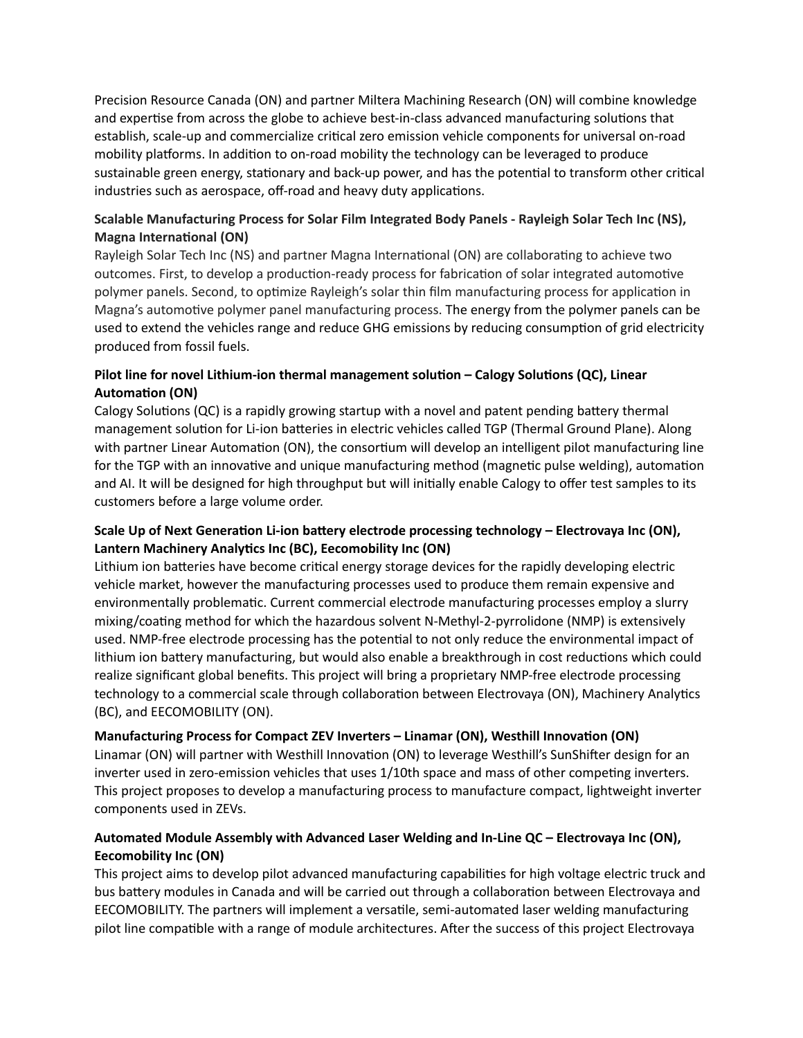Precision Resource Canada (ON) and partner Miltera Machining Research (ON) will combine knowledge and expertise from across the globe to achieve best-in-class advanced manufacturing solutions that establish, scale-up and commercialize critical zero emission vehicle components for universal on-road mobility platforms. In addition to on-road mobility the technology can be leveraged to produce sustainable green energy, stationary and back-up power, and has the potential to transform other critical industries such as aerospace, off-road and heavy duty applications.

**Scalable Manufacturing Process for Solar Film Integrated Body Panels - Rayleigh Solar Tech Inc (NS), Magna International (ON)**
Rayleigh Solar Tech Inc (NS) and partner Magna International (ON) are collaborating to achieve two outcomes. First, to develop a production-ready process for fabrication of solar integrated automotive polymer panels. Second, to optimize Rayleigh's solar thin film manufacturing process for application in Magna's automotive polymer panel manufacturing process. The energy from the polymer panels can be used to extend the vehicles range and reduce GHG emissions by reducing consumption of grid electricity produced from fossil fuels.

**Pilot line for novel Lithium-ion thermal management solution – Calogy Solutions (QC), Linear Automation (ON)**
Calogy Solutions (QC) is a rapidly growing startup with a novel and patent pending battery thermal management solution for Li-ion batteries in electric vehicles called TGP (Thermal Ground Plane). Along with partner Linear Automation (ON), the consortium will develop an intelligent pilot manufacturing line for the TGP with an innovative and unique manufacturing method (magnetic pulse welding), automation and AI. It will be designed for high throughput but will initially enable Calogy to offer test samples to its customers before a large volume order.

**Scale Up of Next Generation Li-ion battery electrode processing technology – Electrovaya Inc (ON), Lantern Machinery Analytics Inc (BC), Eecomobility Inc (ON)**
Lithium ion batteries have become critical energy storage devices for the rapidly developing electric vehicle market, however the manufacturing processes used to produce them remain expensive and environmentally problematic. Current commercial electrode manufacturing processes employ a slurry mixing/coating method for which the hazardous solvent N-Methyl-2-pyrrolidone (NMP) is extensively used. NMP-free electrode processing has the potential to not only reduce the environmental impact of lithium ion battery manufacturing, but would also enable a breakthrough in cost reductions which could realize significant global benefits. This project will bring a proprietary NMP-free electrode processing technology to a commercial scale through collaboration between Electrovaya (ON), Machinery Analytics (BC), and EECOMOBILITY (ON).

**Manufacturing Process for Compact ZEV Inverters – Linamar (ON), Westhill Innovation (ON)**
Linamar (ON) will partner with Westhill Innovation (ON) to leverage Westhill's SunShifter design for an inverter used in zero-emission vehicles that uses 1/10th space and mass of other competing inverters. This project proposes to develop a manufacturing process to manufacture compact, lightweight inverter components used in ZEVs.

**Automated Module Assembly with Advanced Laser Welding and In-Line QC – Electrovaya Inc (ON), Eecomobility Inc (ON)**
This project aims to develop pilot advanced manufacturing capabilities for high voltage electric truck and bus battery modules in Canada and will be carried out through a collaboration between Electrovaya and EECOMOBILITY. The partners will implement a versatile, semi-automated laser welding manufacturing pilot line compatible with a range of module architectures. After the success of this project Electrovaya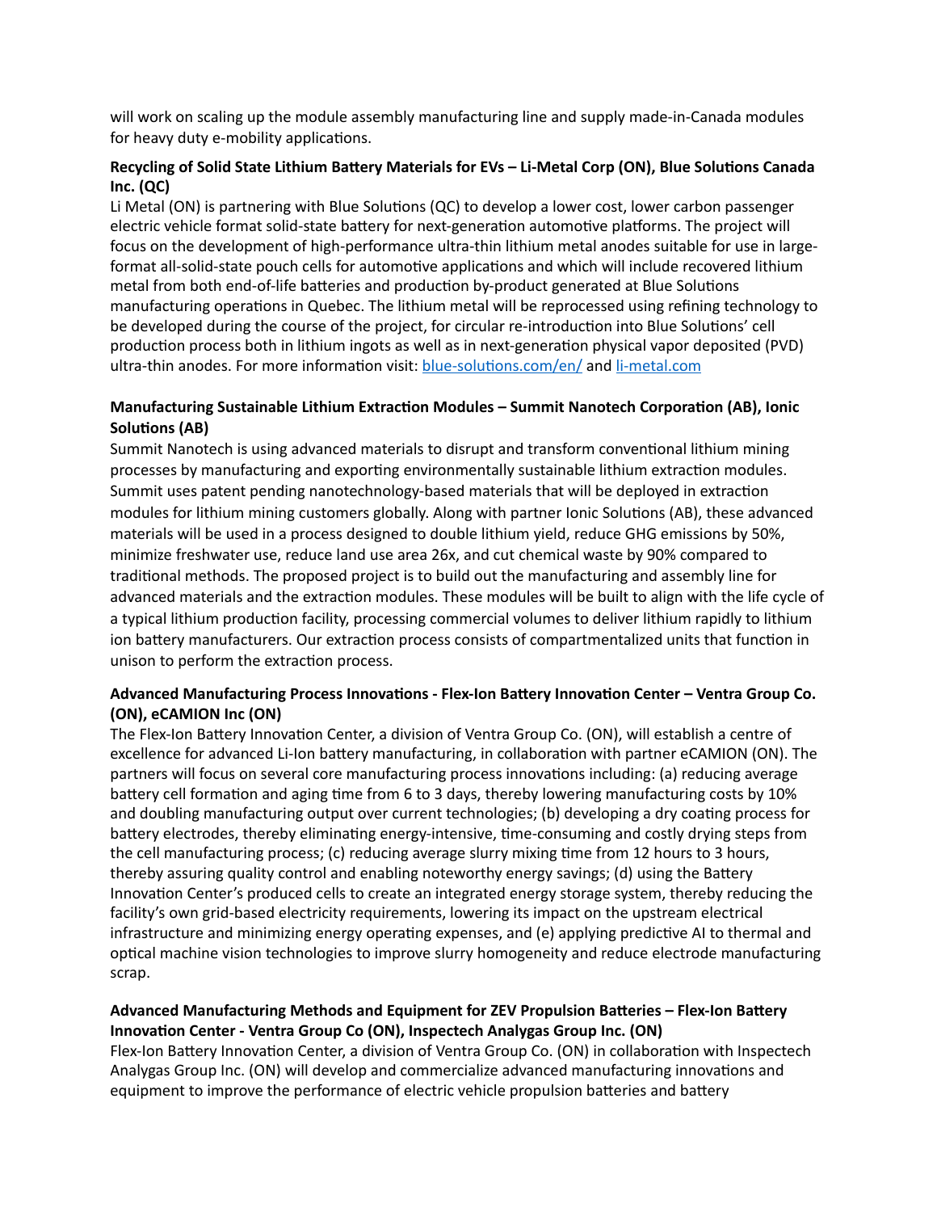will work on scaling up the module assembly manufacturing line and supply made-in-Canada modules for heavy duty e-mobility applications.

**Recycling of Solid State Lithium Battery Materials for EVs – Li-Metal Corp (ON), Blue Solutions Canada Inc. (QC)**

Li Metal (ON) is partnering with Blue Solutions (QC) to develop a lower cost, lower carbon passenger electric vehicle format solid-state battery for next-generation automotive platforms. The project will focus on the development of high-performance ultra-thin lithium metal anodes suitable for use in large-format all-solid-state pouch cells for automotive applications and which will include recovered lithium metal from both end-of-life batteries and production by-product generated at Blue Solutions manufacturing operations in Quebec. The lithium metal will be reprocessed using refining technology to be developed during the course of the project, for circular re-introduction into Blue Solutions' cell production process both in lithium ingots as well as in next-generation physical vapor deposited (PVD) ultra-thin anodes. For more information visit: [blue-solutions.com/en/](blue-solutions.com/en/) and [li-metal.com](li-metal.com)

**Manufacturing Sustainable Lithium Extraction Modules – Summit Nanotech Corporation (AB), Ionic Solutions (AB)**

Summit Nanotech is using advanced materials to disrupt and transform conventional lithium mining processes by manufacturing and exporting environmentally sustainable lithium extraction modules. Summit uses patent pending nanotechnology-based materials that will be deployed in extraction modules for lithium mining customers globally. Along with partner Ionic Solutions (AB), these advanced materials will be used in a process designed to double lithium yield, reduce GHG emissions by 50%, minimize freshwater use, reduce land use area 26x, and cut chemical waste by 90% compared to traditional methods. The proposed project is to build out the manufacturing and assembly line for advanced materials and the extraction modules. These modules will be built to align with the life cycle of a typical lithium production facility, processing commercial volumes to deliver lithium rapidly to lithium ion battery manufacturers. Our extraction process consists of compartmentalized units that function in unison to perform the extraction process.

**Advanced Manufacturing Process Innovations - Flex-Ion Battery Innovation Center – Ventra Group Co. (ON), eCAMION Inc (ON)**

The Flex-Ion Battery Innovation Center, a division of Ventra Group Co. (ON), will establish a centre of excellence for advanced Li-Ion battery manufacturing, in collaboration with partner eCAMION (ON). The partners will focus on several core manufacturing process innovations including: (a) reducing average battery cell formation and aging time from 6 to 3 days, thereby lowering manufacturing costs by 10% and doubling manufacturing output over current technologies; (b) developing a dry coating process for battery electrodes, thereby eliminating energy-intensive, time-consuming and costly drying steps from the cell manufacturing process; (c) reducing average slurry mixing time from 12 hours to 3 hours, thereby assuring quality control and enabling noteworthy energy savings; (d) using the Battery Innovation Center's produced cells to create an integrated energy storage system, thereby reducing the facility's own grid-based electricity requirements, lowering its impact on the upstream electrical infrastructure and minimizing energy operating expenses, and (e) applying predictive AI to thermal and optical machine vision technologies to improve slurry homogeneity and reduce electrode manufacturing scrap.

**Advanced Manufacturing Methods and Equipment for ZEV Propulsion Batteries – Flex-Ion Battery Innovation Center - Ventra Group Co (ON), Inspectech Analygas Group Inc. (ON)**

Flex-Ion Battery Innovation Center, a division of Ventra Group Co. (ON) in collaboration with Inspectech Analygas Group Inc. (ON) will develop and commercialize advanced manufacturing innovations and equipment to improve the performance of electric vehicle propulsion batteries and battery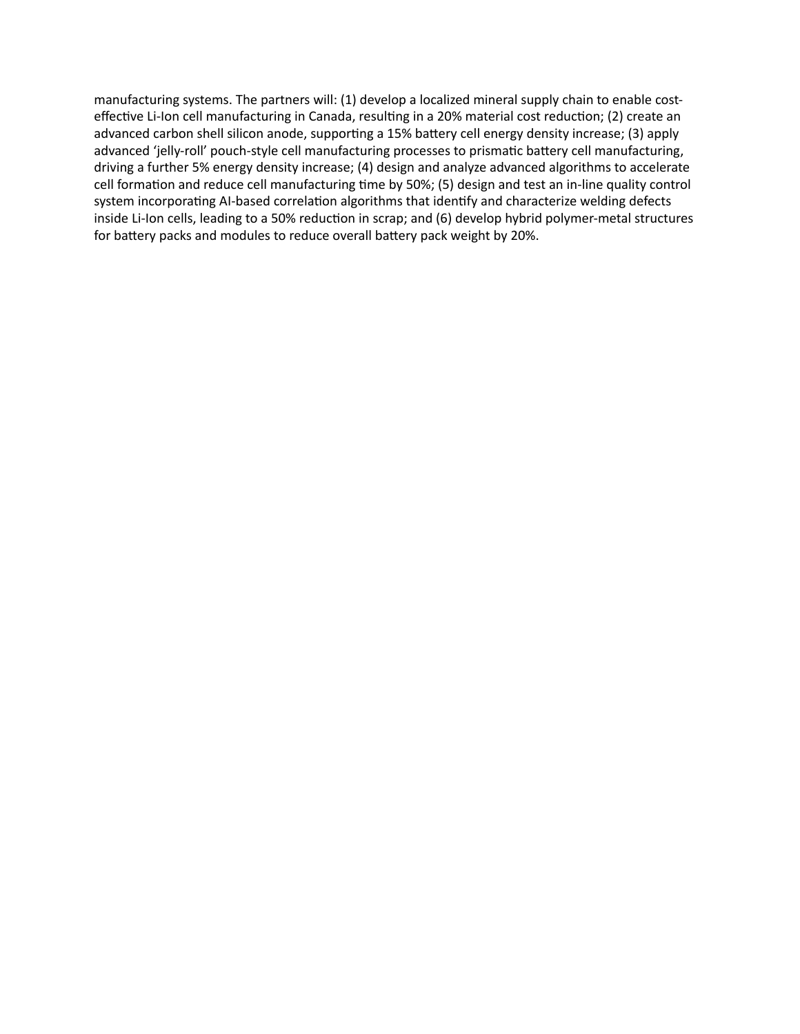manufacturing systems. The partners will: (1) develop a localized mineral supply chain to enable cost-effective Li-Ion cell manufacturing in Canada, resulting in a 20% material cost reduction; (2) create an advanced carbon shell silicon anode, supporting a 15% battery cell energy density increase; (3) apply advanced 'jelly-roll' pouch-style cell manufacturing processes to prismatic battery cell manufacturing, driving a further 5% energy density increase; (4) design and analyze advanced algorithms to accelerate cell formation and reduce cell manufacturing time by 50%; (5) design and test an in-line quality control system incorporating AI-based correlation algorithms that identify and characterize welding defects inside Li-Ion cells, leading to a 50% reduction in scrap; and (6) develop hybrid polymer-metal structures for battery packs and modules to reduce overall battery pack weight by 20%.